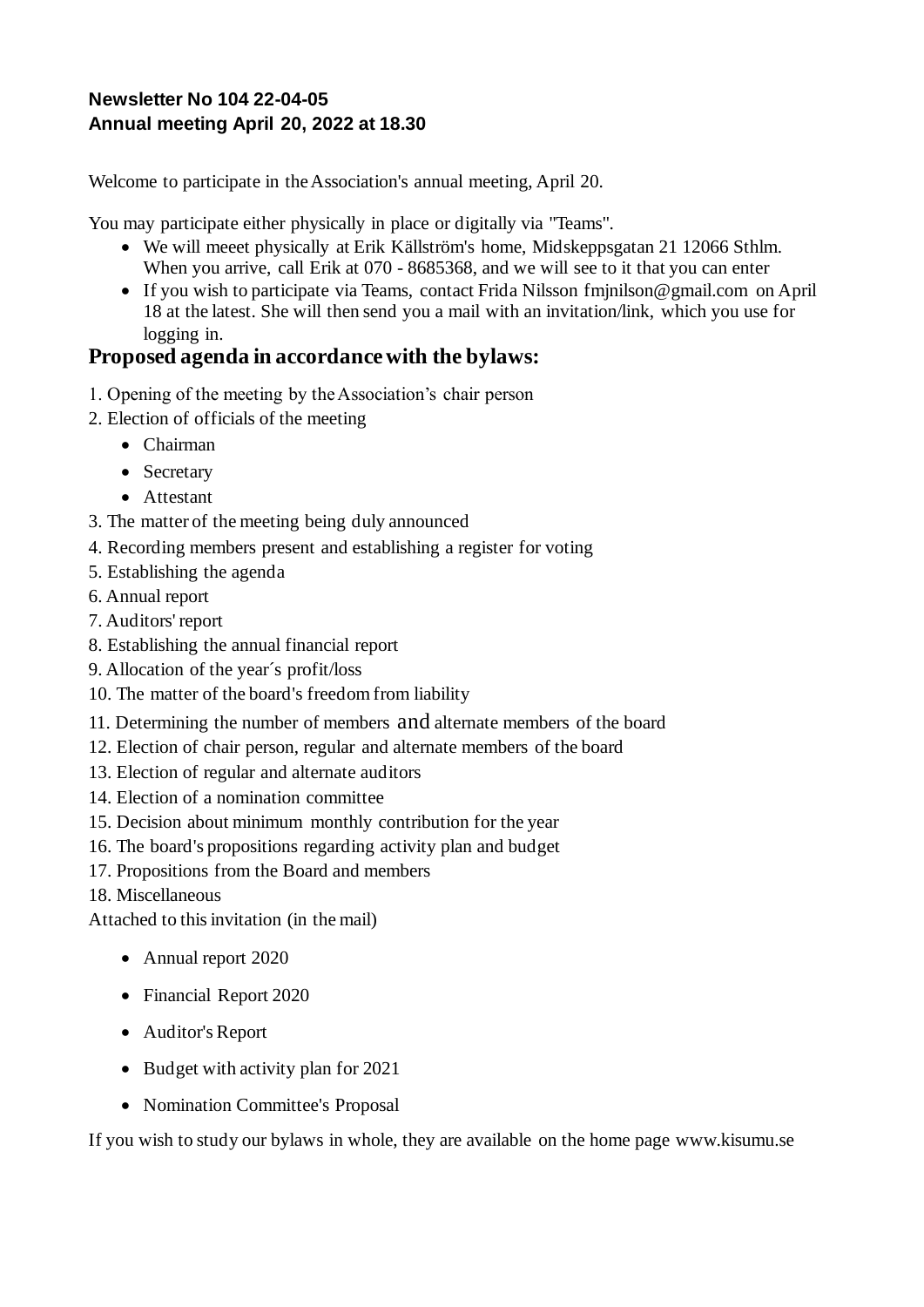**Newsletter No 104 22-04-05**
**Annual meeting April 20, 2022 at 18.30**

Welcome to participate in the Association's annual meeting, April 20.

You may participate either physically in place or digitally via "Teams".

- We will meeet physically at Erik Källström's home, Midskeppsgatan 21 12066 Sthlm. When you arrive, call Erik at 070 - 8685368, and we will see to it that you can enter
- If you wish to participate via Teams, contact Frida Nilsson fmjnilson@gmail.com on April 18 at the latest. She will then send you a mail with an invitation/link, which you use for logging in.

## Proposed agenda in accordance with the bylaws:

1. Opening of the meeting by the Association's chair person
2. Election of officials of the meeting
   - Chairman
   - Secretary
   - Attestant
3. The matter of the meeting being duly announced
4. Recording members present and establishing a register for voting
5. Establishing the agenda
6. Annual report
7. Auditors' report
8. Establishing the annual financial report
9. Allocation of the year´s profit/loss
10. The matter of the board's freedom from liability
11. Determining the number of members and alternate members of the board
12. Election of chair person, regular and alternate members of the board
13. Election of regular and alternate auditors
14. Election of a nomination committee
15. Decision about minimum monthly contribution for the year
16. The board's propositions regarding activity plan and budget
17. Propositions from the Board and members
18. Miscellaneous

Attached to this invitation (in the mail)

- Annual report 2020
- Financial Report 2020
- Auditor's Report
- Budget with activity plan for 2021
- Nomination Committee's Proposal

If you wish to study our bylaws in whole, they are available on the home page www.kisumu.se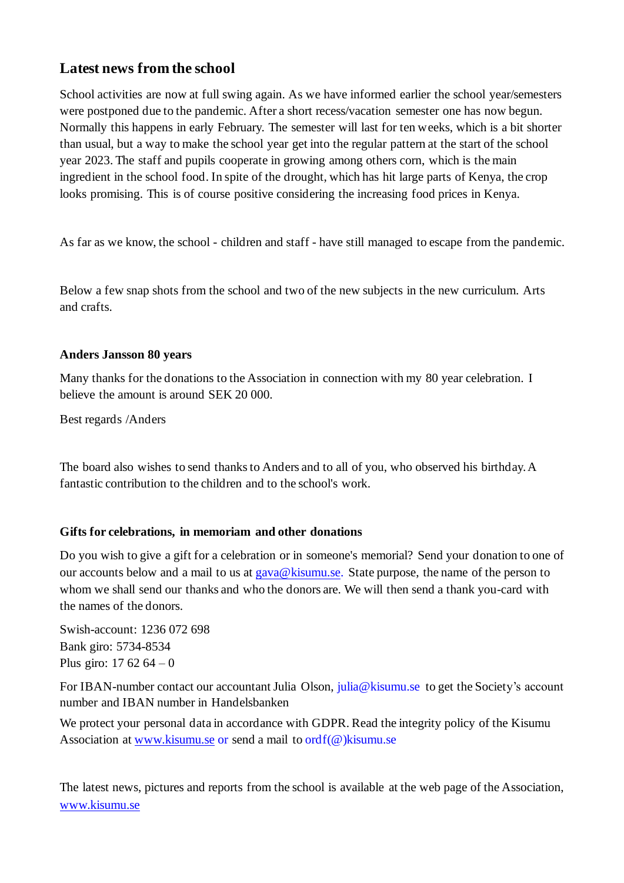## Latest news from the school

School activities are now at full swing again. As we have informed earlier the school year/semesters were postponed due to the pandemic. After a short recess/vacation semester one has now begun. Normally this happens in early February. The semester will last for ten weeks, which is a bit shorter than usual, but a way to make the school year get into the regular pattern at the start of the school year 2023. The staff and pupils cooperate in growing among others corn, which is the main ingredient in the school food. In spite of the drought, which has hit large parts of Kenya, the crop looks promising. This is of course positive considering the increasing food prices in Kenya.

As far as we know, the school - children and staff - have still managed to escape from the pandemic.

Below a few snap shots from the school and two of the new subjects in the new curriculum. Arts and crafts.

### Anders Jansson 80 years

Many thanks for the donations to the Association in connection with my 80 year celebration. I believe the amount is around SEK 20 000.

Best regards /Anders

The board also wishes to send thanks to Anders and to all of you, who observed his birthday. A fantastic contribution to the children and to the school's work.

### Gifts for celebrations, in memoriam and other donations

Do you wish to give a gift for a celebration or in someone's memorial? Send your donation to one of our accounts below and a mail to us at gava@kisumu.se. State purpose, the name of the person to whom we shall send our thanks and who the donors are. We will then send a thank you-card with the names of the donors.

Swish-account: 1236 072 698
Bank giro: 5734-8534
Plus giro: 17 62 64 – 0

For IBAN-number contact our accountant Julia Olson, julia@kisumu.se to get the Society's account number and IBAN number in Handelsbanken

We protect your personal data in accordance with GDPR. Read the integrity policy of the Kisumu Association at www.kisumu.se or send a mail to ordf(@)kisumu.se

The latest news, pictures and reports from the school is available at the web page of the Association, www.kisumu.se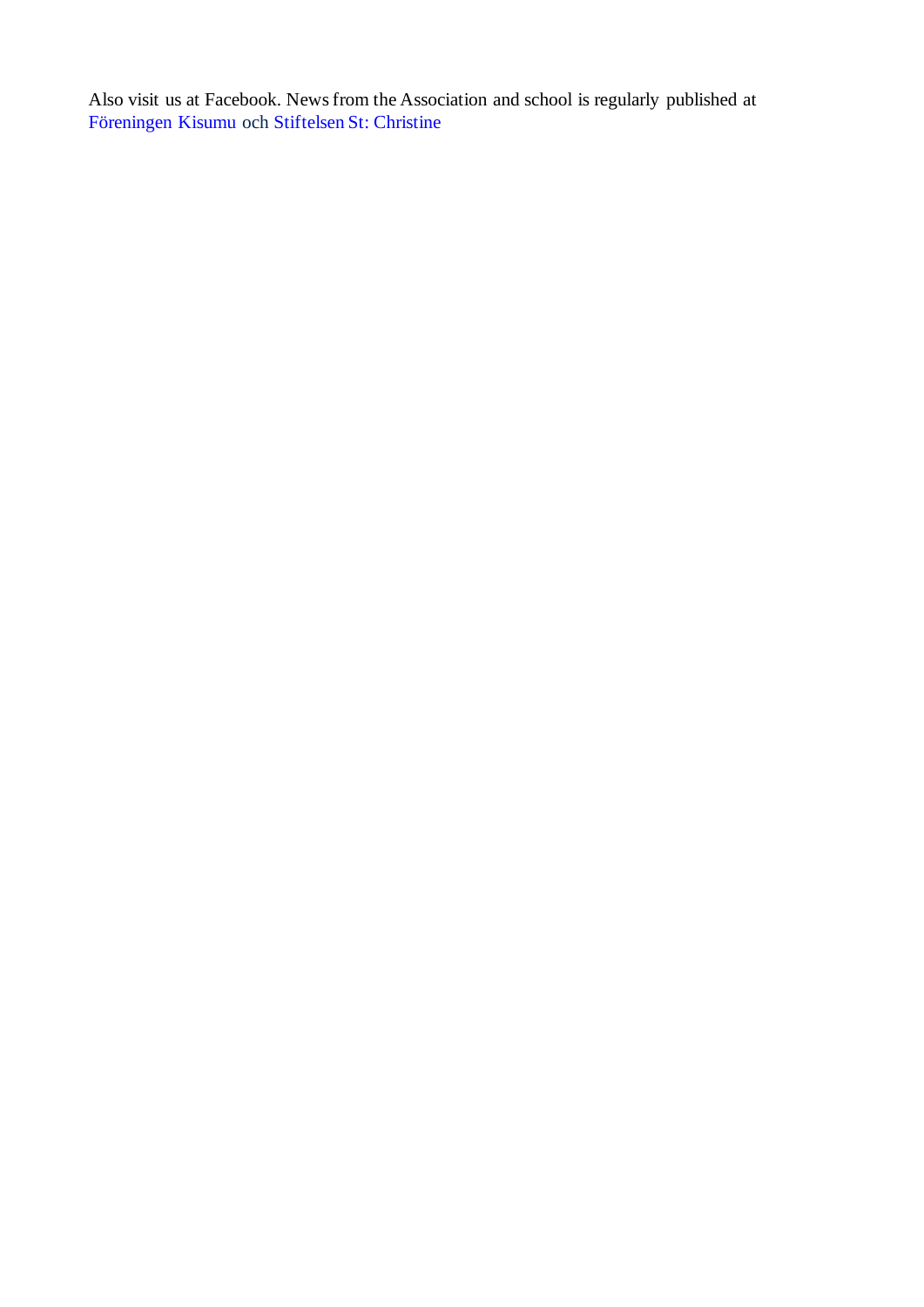Also visit us at Facebook. News from the Association and school is regularly published at Föreningen Kisumu och Stiftelsen St: Christine